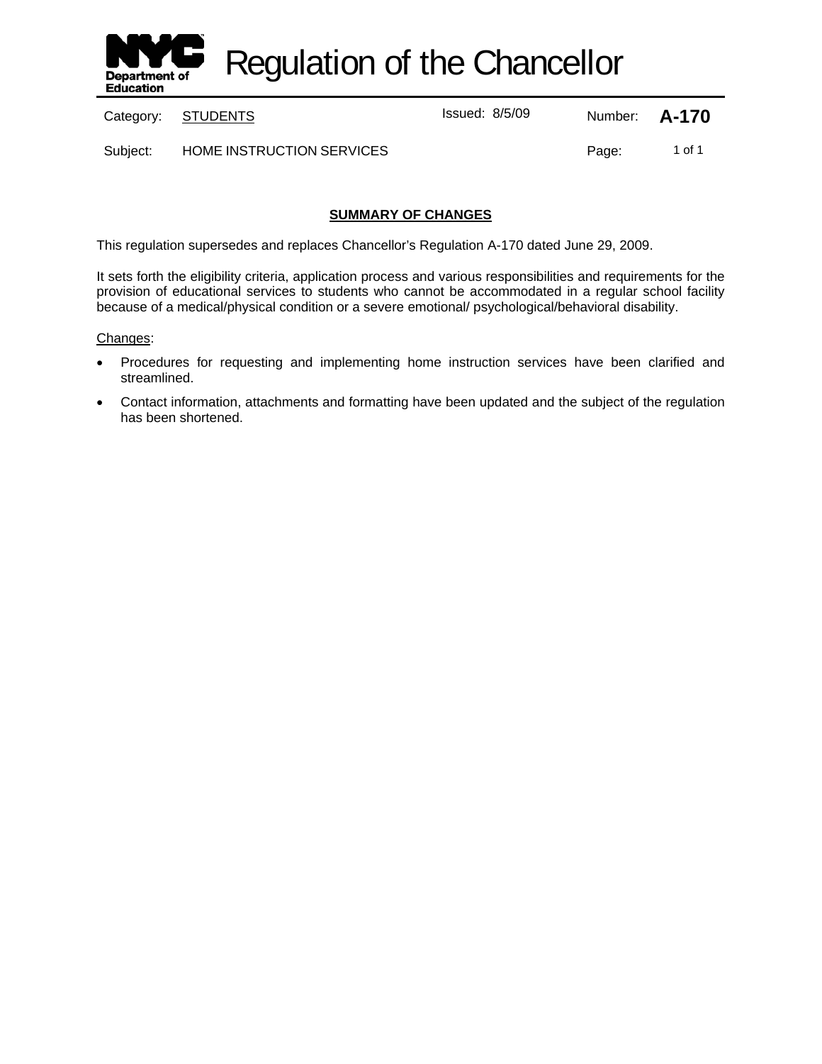# Regulation of the Chancellor

| Category: | STUDENTS | Issued: 8/5/09 | Number: | **A-170** |
|---|---|---|---|---|
| Subject: | HOME INSTRUCTION SERVICES | | Page: | 1 of 1 |

## SUMMARY OF CHANGES

This regulation supersedes and replaces Chancellor's Regulation A-170 dated June 29, 2009.

It sets forth the eligibility criteria, application process and various responsibilities and requirements for the provision of educational services to students who cannot be accommodated in a regular school facility because of a medical/physical condition or a severe emotional/ psychological/behavioral disability.

Changes:

- Procedures for requesting and implementing home instruction services have been clarified and streamlined.
- Contact information, attachments and formatting have been updated and the subject of the regulation has been shortened.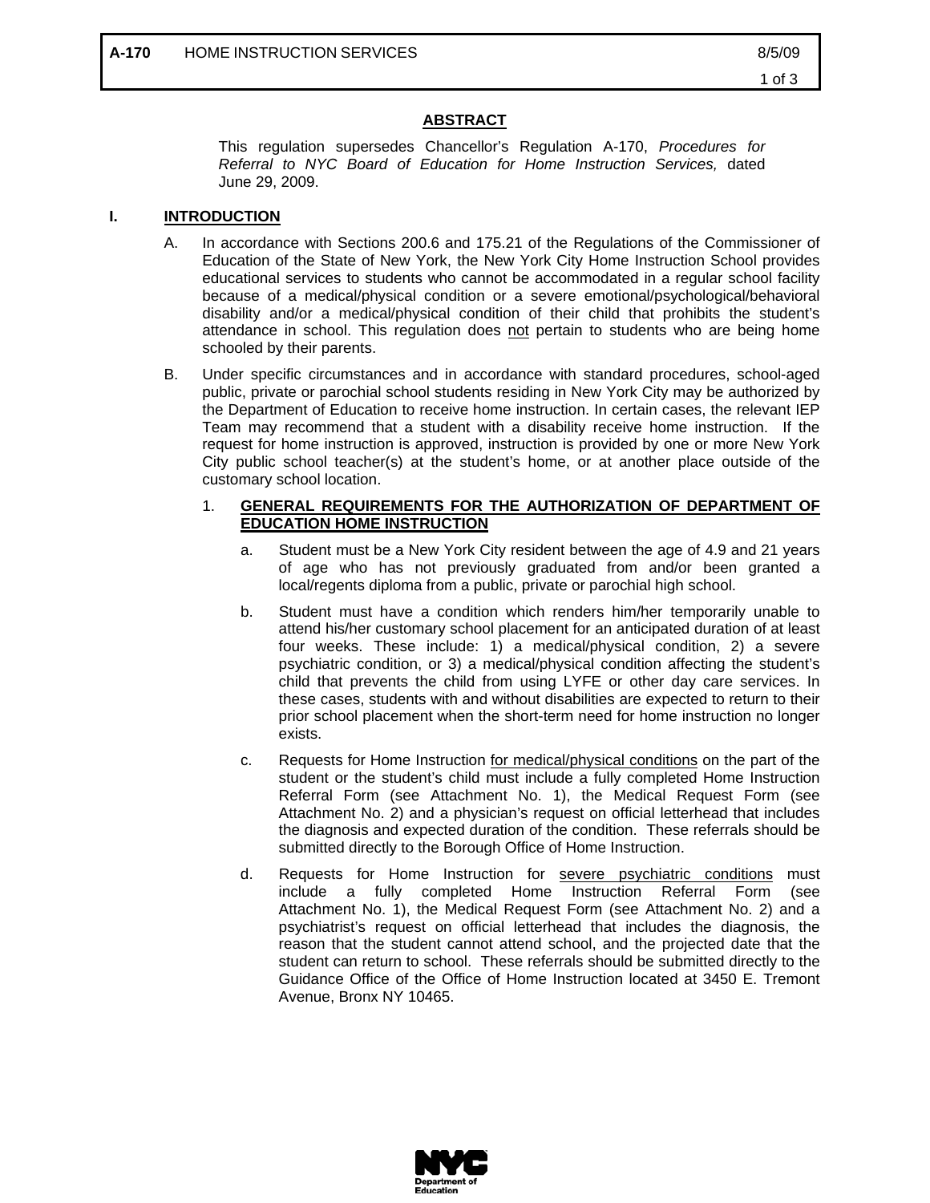## ABSTRACT

This regulation supersedes Chancellor's Regulation A-170, *Procedures for Referral to NYC Board of Education for Home Instruction Services,* dated June 29, 2009.

## I. INTRODUCTION

A. In accordance with Sections 200.6 and 175.21 of the Regulations of the Commissioner of Education of the State of New York, the New York City Home Instruction School provides educational services to students who cannot be accommodated in a regular school facility because of a medical/physical condition or a severe emotional/psychological/behavioral disability and/or a medical/physical condition of their child that prohibits the student's attendance in school. This regulation does not pertain to students who are being home schooled by their parents.

B. Under specific circumstances and in accordance with standard procedures, school-aged public, private or parochial school students residing in New York City may be authorized by the Department of Education to receive home instruction. In certain cases, the relevant IEP Team may recommend that a student with a disability receive home instruction. If the request for home instruction is approved, instruction is provided by one or more New York City public school teacher(s) at the student's home, or at another place outside of the customary school location.

1. **GENERAL REQUIREMENTS FOR THE AUTHORIZATION OF DEPARTMENT OF EDUCATION HOME INSTRUCTION**

   a. Student must be a New York City resident between the age of 4.9 and 21 years of age who has not previously graduated from and/or been granted a local/regents diploma from a public, private or parochial high school.

   b. Student must have a condition which renders him/her temporarily unable to attend his/her customary school placement for an anticipated duration of at least four weeks. These include: 1) a medical/physical condition, 2) a severe psychiatric condition, or 3) a medical/physical condition affecting the student's child that prevents the child from using LYFE or other day care services. In these cases, students with and without disabilities are expected to return to their prior school placement when the short-term need for home instruction no longer exists.

   c. Requests for Home Instruction for medical/physical conditions on the part of the student or the student's child must include a fully completed Home Instruction Referral Form (see Attachment No. 1), the Medical Request Form (see Attachment No. 2) and a physician's request on official letterhead that includes the diagnosis and expected duration of the condition. These referrals should be submitted directly to the Borough Office of Home Instruction.

   d. Requests for Home Instruction for severe psychiatric conditions must include a fully completed Home Instruction Referral Form (see Attachment No. 1), the Medical Request Form (see Attachment No. 2) and a psychiatrist's request on official letterhead that includes the diagnosis, the reason that the student cannot attend school, and the projected date that the student can return to school. These referrals should be submitted directly to the Guidance Office of the Office of Home Instruction located at 3450 E. Tremont Avenue, Bronx NY 10465.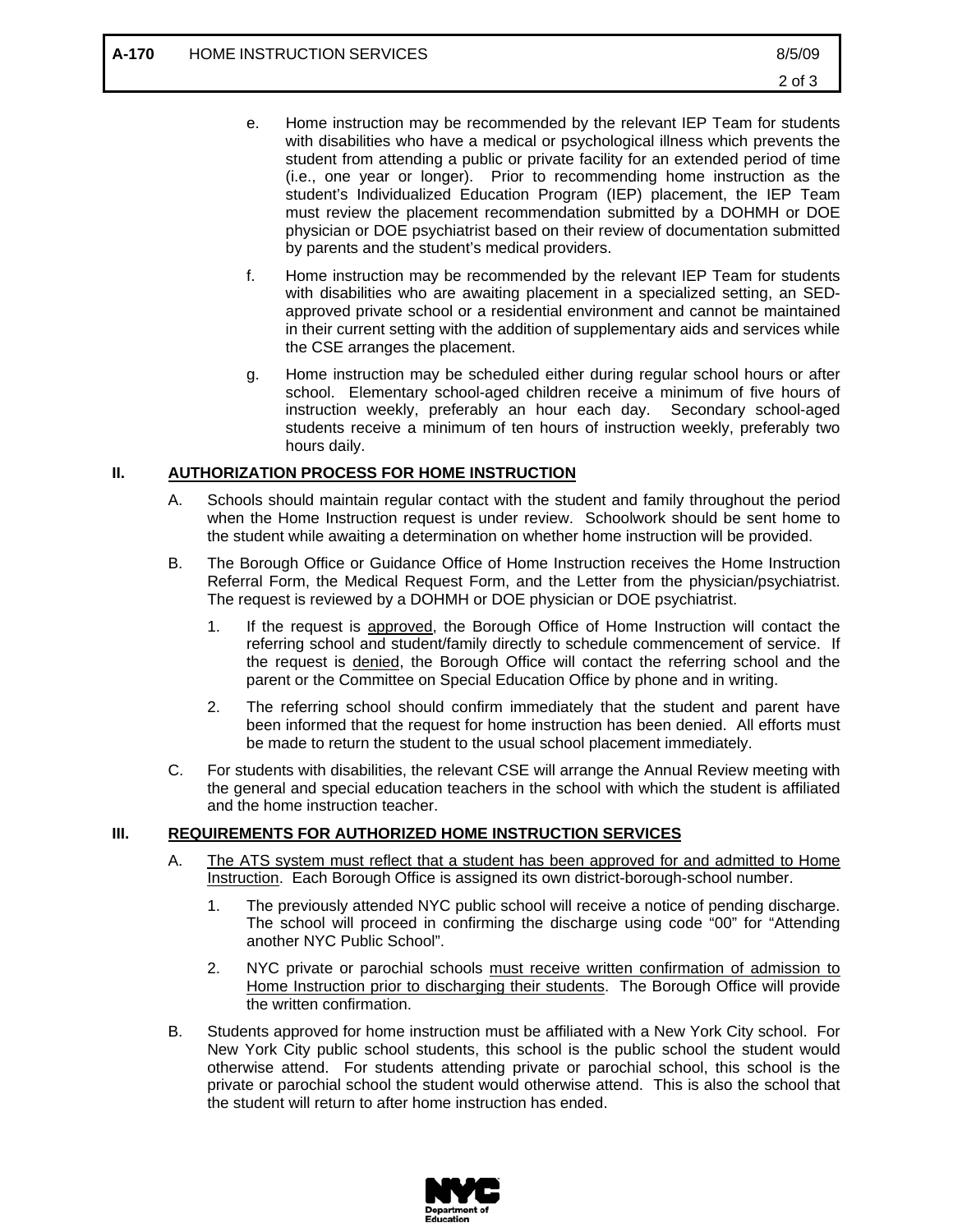e. Home instruction may be recommended by the relevant IEP Team for students with disabilities who have a medical or psychological illness which prevents the student from attending a public or private facility for an extended period of time (i.e., one year or longer). Prior to recommending home instruction as the student's Individualized Education Program (IEP) placement, the IEP Team must review the placement recommendation submitted by a DOHMH or DOE physician or DOE psychiatrist based on their review of documentation submitted by parents and the student's medical providers.

f. Home instruction may be recommended by the relevant IEP Team for students with disabilities who are awaiting placement in a specialized setting, an SED-approved private school or a residential environment and cannot be maintained in their current setting with the addition of supplementary aids and services while the CSE arranges the placement.

g. Home instruction may be scheduled either during regular school hours or after school. Elementary school-aged children receive a minimum of five hours of instruction weekly, preferably an hour each day. Secondary school-aged students receive a minimum of ten hours of instruction weekly, preferably two hours daily.

## II. AUTHORIZATION PROCESS FOR HOME INSTRUCTION

A. Schools should maintain regular contact with the student and family throughout the period when the Home Instruction request is under review. Schoolwork should be sent home to the student while awaiting a determination on whether home instruction will be provided.

B. The Borough Office or Guidance Office of Home Instruction receives the Home Instruction Referral Form, the Medical Request Form, and the Letter from the physician/psychiatrist. The request is reviewed by a DOHMH or DOE physician or DOE psychiatrist.

1. If the request is approved, the Borough Office of Home Instruction will contact the referring school and student/family directly to schedule commencement of service. If the request is denied, the Borough Office will contact the referring school and the parent or the Committee on Special Education Office by phone and in writing.

2. The referring school should confirm immediately that the student and parent have been informed that the request for home instruction has been denied. All efforts must be made to return the student to the usual school placement immediately.

C. For students with disabilities, the relevant CSE will arrange the Annual Review meeting with the general and special education teachers in the school with which the student is affiliated and the home instruction teacher.

## III. REQUIREMENTS FOR AUTHORIZED HOME INSTRUCTION SERVICES

A. The ATS system must reflect that a student has been approved for and admitted to Home Instruction. Each Borough Office is assigned its own district-borough-school number.

1. The previously attended NYC public school will receive a notice of pending discharge. The school will proceed in confirming the discharge using code "00" for "Attending another NYC Public School".

2. NYC private or parochial schools must receive written confirmation of admission to Home Instruction prior to discharging their students. The Borough Office will provide the written confirmation.

B. Students approved for home instruction must be affiliated with a New York City school. For New York City public school students, this school is the public school the student would otherwise attend. For students attending private or parochial school, this school is the private or parochial school the student would otherwise attend. This is also the school that the student will return to after home instruction has ended.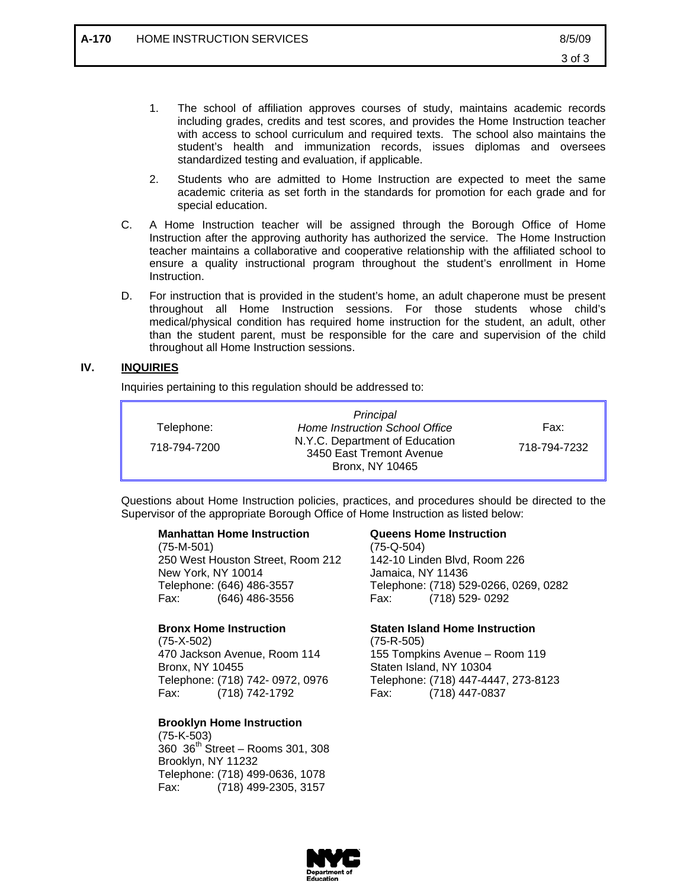1. The school of affiliation approves courses of study, maintains academic records including grades, credits and test scores, and provides the Home Instruction teacher with access to school curriculum and required texts. The school also maintains the student's health and immunization records, issues diplomas and oversees standardized testing and evaluation, if applicable.

2. Students who are admitted to Home Instruction are expected to meet the same academic criteria as set forth in the standards for promotion for each grade and for special education.

C. A Home Instruction teacher will be assigned through the Borough Office of Home Instruction after the approving authority has authorized the service. The Home Instruction teacher maintains a collaborative and cooperative relationship with the affiliated school to ensure a quality instructional program throughout the student's enrollment in Home Instruction.

D. For instruction that is provided in the student's home, an adult chaperone must be present throughout all Home Instruction sessions. For those students whose child's medical/physical condition has required home instruction for the student, an adult, other than the student parent, must be responsible for the care and supervision of the child throughout all Home Instruction sessions.

## IV. INQUIRIES

Inquiries pertaining to this regulation should be addressed to:

| Telephone: | *Principal* *Home Instruction School Office* | Fax: |
|---|---|---|
| 718-794-7200 | N.Y.C. Department of Education 3450 East Tremont Avenue Bronx, NY 10465 | 718-794-7232 |

Questions about Home Instruction policies, practices, and procedures should be directed to the Supervisor of the appropriate Borough Office of Home Instruction as listed below:

**Manhattan Home Instruction**
(75-M-501)
250 West Houston Street, Room 212
New York, NY 10014
Telephone: (646) 486-3557
Fax: (646) 486-3556

**Queens Home Instruction**
(75-Q-504)
142-10 Linden Blvd, Room 226
Jamaica, NY 11436
Telephone: (718) 529-0266, 0269, 0282
Fax: (718) 529- 0292

**Bronx Home Instruction**
(75-X-502)
470 Jackson Avenue, Room 114
Bronx, NY 10455
Telephone: (718) 742- 0972, 0976
Fax: (718) 742-1792

**Staten Island Home Instruction**
(75-R-505)
155 Tompkins Avenue – Room 119
Staten Island, NY 10304
Telephone: (718) 447-4447, 273-8123
Fax: (718) 447-0837

**Brooklyn Home Instruction**
(75-K-503)
360 36th Street – Rooms 301, 308
Brooklyn, NY 11232
Telephone: (718) 499-0636, 1078
Fax: (718) 499-2305, 3157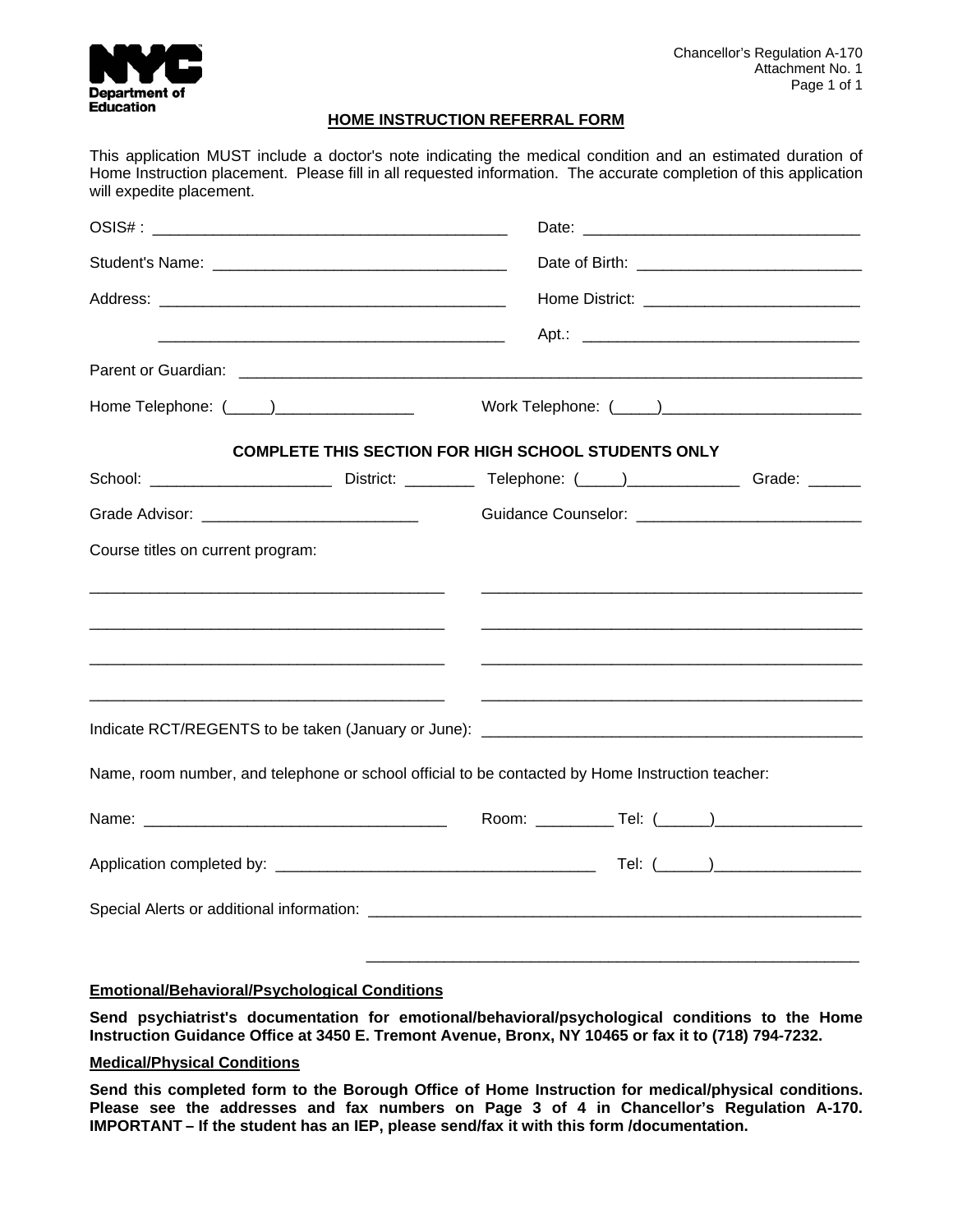NYC Department of Education

Chancellor's Regulation A-170
Attachment No. 1

## HOME INSTRUCTION REFERRAL FORM

This application MUST include a doctor's note indicating the medical condition and an estimated duration of Home Instruction placement. Please fill in all requested information. The accurate completion of this application will expedite placement.

OSIS# : ________________________________________ Date: _______________________________

Student's Name: _________________________________ Date of Birth: _________________________

Address: _______________________________________ Home District: ________________________

_______________________________________ Apt.: ________________________________

Parent or Guardian: _________________________________________________________________________

Home Telephone: (_____)________________ Work Telephone: (_____)______________________

### COMPLETE THIS SECTION FOR HIGH SCHOOL STUDENTS ONLY

School: ____________________ District: ________ Telephone: (_____)_____________ Grade: ______

Grade Advisor: ________________________ Guidance Counselor: _________________________

Course titles on current program:

________________________________________ ____________________________________________

________________________________________ ____________________________________________

________________________________________ ____________________________________________

________________________________________ ____________________________________________

Indicate RCT/REGENTS to be taken (January or June): _____________________________________________

Name, room number, and telephone or school official to be contacted by Home Instruction teacher:

Name: __________________________________ Room: _________ Tel: (______)_________________

Application completed by: ____________________________________ Tel: (______)_________________

Special Alerts or additional information: _________________________________________________________

_________________________________________________________

**Emotional/Behavioral/Psychological Conditions**

**Send psychiatrist's documentation for emotional/behavioral/psychological conditions to the Home Instruction Guidance Office at 3450 E. Tremont Avenue, Bronx, NY 10465 or fax it to (718) 794-7232.**

**Medical/Physical Conditions**

**Send this completed form to the Borough Office of Home Instruction for medical/physical conditions. Please see the addresses and fax numbers on Page 3 of 4 in Chancellor's Regulation A-170. IMPORTANT – If the student has an IEP, please send/fax it with this form /documentation.**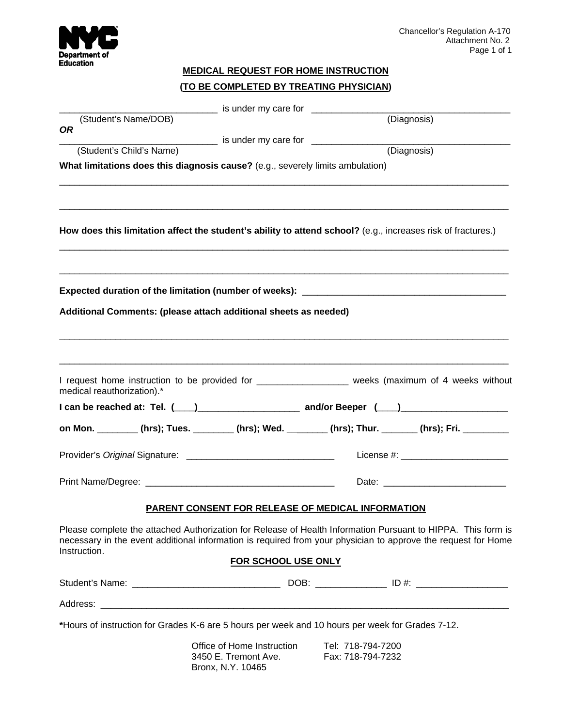Chancellor's Regulation A-170
Attachment No. 2

## MEDICAL REQUEST FOR HOME INSTRUCTION

### (TO BE COMPLETED BY TREATING PHYSICIAN)

_____________________________ is under my care for _____________________________________
(Student's Name/DOB) (Diagnosis)

***OR***

_____________________________ is under my care for _____________________________________
(Student's Child's Name) (Diagnosis)

**What limitations does this diagnosis cause?** (e.g., severely limits ambulation)

___________________________________________________________________________________

___________________________________________________________________________________

**How does this limitation affect the student's ability to attend school?** (e.g., increases risk of fractures.)

___________________________________________________________________________________

___________________________________________________________________________________

**Expected duration of the limitation (number of weeks):** ____________________________________

**Additional Comments: (please attach additional sheets as needed)**

___________________________________________________________________________________

___________________________________________________________________________________

I request home instruction to be provided for _________________ weeks (maximum of 4 weeks without medical reauthorization).*

**I can be reached at: Tel. (\_\_\_\_)\_\_\_\_\_\_\_\_\_\_\_\_\_\_\_\_\_\_\_ and/or Beeper (\_\_\_\_)\_\_\_\_\_\_\_\_\_\_\_\_\_\_\_\_\_\_\_\_**

**on Mon.** ________ **(hrs); Tues.** ________ **(hrs); Wed.** ________ **(hrs); Thur.** _______ **(hrs); Fri.** _________

Provider's *Original* Signature: ____________________________ License #: ____________________

Print Name/Degree: ___________________________________ Date: _______________________

### PARENT CONSENT FOR RELEASE OF MEDICAL INFORMATION

Please complete the attached Authorization for Release of Health Information Pursuant to HIPPA. This form is necessary in the event additional information is required from your physician to approve the request for Home Instruction.

### FOR SCHOOL USE ONLY

Student's Name: ____________________________ DOB: _____________ ID #: _________________

Address: ___________________________________________________________________________

**\***Hours of instruction for Grades K-6 are 5 hours per week and 10 hours per week for Grades 7-12.

Office of Home Instruction
3450 E. Tremont Ave.
Bronx, N.Y. 10465

Tel: 718-794-7200
Fax: 718-794-7232